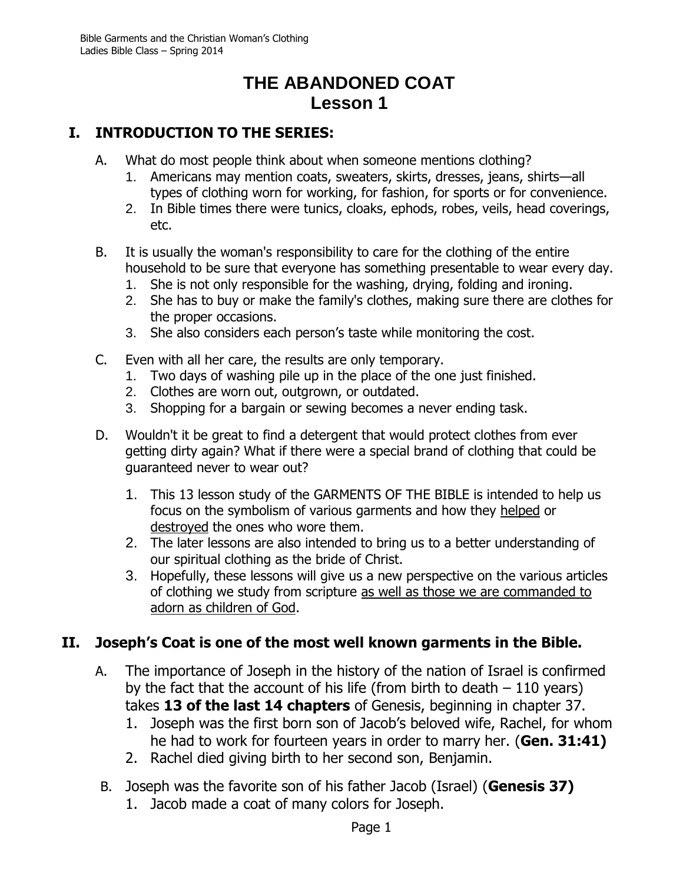# THE ABANDONED COAT
## Lesson 1

## I. INTRODUCTION TO THE SERIES:

A. What do most people think about when someone mentions clothing?
   1. Americans may mention coats, sweaters, skirts, dresses, jeans, shirts—all types of clothing worn for working, for fashion, for sports or for convenience.
   2. In Bible times there were tunics, cloaks, ephods, robes, veils, head coverings, etc.

B. It is usually the woman's responsibility to care for the clothing of the entire household to be sure that everyone has something presentable to wear every day.
   1. She is not only responsible for the washing, drying, folding and ironing.
   2. She has to buy or make the family's clothes, making sure there are clothes for the proper occasions.
   3. She also considers each person's taste while monitoring the cost.

C. Even with all her care, the results are only temporary.
   1. Two days of washing pile up in the place of the one just finished.
   2. Clothes are worn out, outgrown, or outdated.
   3. Shopping for a bargain or sewing becomes a never ending task.

D. Wouldn't it be great to find a detergent that would protect clothes from ever getting dirty again? What if there were a special brand of clothing that could be guaranteed never to wear out?
   1. This 13 lesson study of the GARMENTS OF THE BIBLE is intended to help us focus on the symbolism of various garments and how they <u>helped</u> or <u>destroyed</u> the ones who wore them.
   2. The later lessons are also intended to bring us to a better understanding of our spiritual clothing as the bride of Christ.
   3. Hopefully, these lessons will give us a new perspective on the various articles of clothing we study from scripture <u>as well as those we are commanded to adorn as children of God</u>.

## II. Joseph's Coat is one of the most well known garments in the Bible.

A. The importance of Joseph in the history of the nation of Israel is confirmed by the fact that the account of his life (from birth to death – 110 years) takes **13 of the last 14 chapters** of Genesis, beginning in chapter 37.
   1. Joseph was the first born son of Jacob's beloved wife, Rachel, for whom he had to work for fourteen years in order to marry her. (**Gen. 31:41)**
   2. Rachel died giving birth to her second son, Benjamin.

B. Joseph was the favorite son of his father Jacob (Israel) (**Genesis 37)**
   1. Jacob made a coat of many colors for Joseph.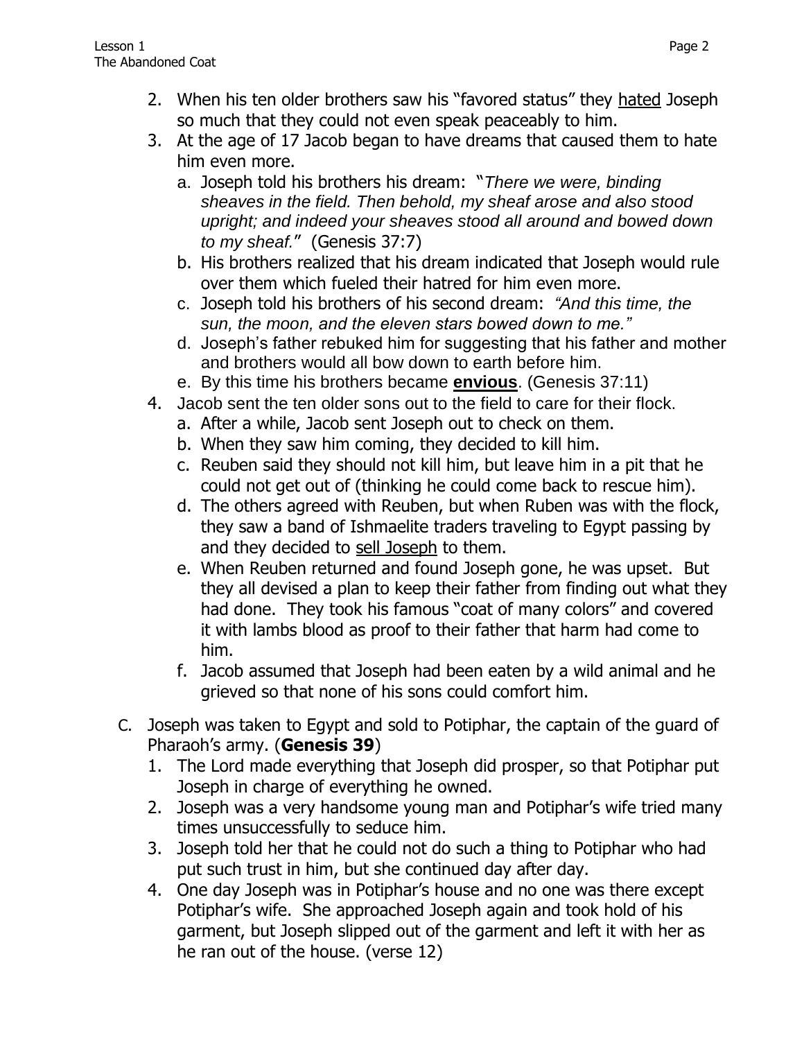2. When his ten older brothers saw his "favored status" they <u>hated</u> Joseph so much that they could not even speak peaceably to him.
3. At the age of 17 Jacob began to have dreams that caused them to hate him even more.
   a. Joseph told his brothers his dream: "*There we were, binding sheaves in the field. Then behold, my sheaf arose and also stood upright; and indeed your sheaves stood all around and bowed down to my sheaf.*" (Genesis 37:7)
   b. His brothers realized that his dream indicated that Joseph would rule over them which fueled their hatred for him even more.
   c. Joseph told his brothers of his second dream: *"And this time, the sun, the moon, and the eleven stars bowed down to me."*
   d. Joseph's father rebuked him for suggesting that his father and mother and brothers would all bow down to earth before him.
   e. By this time his brothers became **<u>envious</u>**. (Genesis 37:11)
4. Jacob sent the ten older sons out to the field to care for their flock.
   a. After a while, Jacob sent Joseph out to check on them.
   b. When they saw him coming, they decided to kill him.
   c. Reuben said they should not kill him, but leave him in a pit that he could not get out of (thinking he could come back to rescue him).
   d. The others agreed with Reuben, but when Ruben was with the flock, they saw a band of Ishmaelite traders traveling to Egypt passing by and they decided to <u>sell Joseph</u> to them.
   e. When Reuben returned and found Joseph gone, he was upset. But they all devised a plan to keep their father from finding out what they had done. They took his famous "coat of many colors" and covered it with lambs blood as proof to their father that harm had come to him.
   f. Jacob assumed that Joseph had been eaten by a wild animal and he grieved so that none of his sons could comfort him.

C. Joseph was taken to Egypt and sold to Potiphar, the captain of the guard of Pharaoh's army. (**Genesis 39**)
   1. The Lord made everything that Joseph did prosper, so that Potiphar put Joseph in charge of everything he owned.
   2. Joseph was a very handsome young man and Potiphar's wife tried many times unsuccessfully to seduce him.
   3. Joseph told her that he could not do such a thing to Potiphar who had put such trust in him, but she continued day after day.
   4. One day Joseph was in Potiphar's house and no one was there except Potiphar's wife. She approached Joseph again and took hold of his garment, but Joseph slipped out of the garment and left it with her as he ran out of the house. (verse 12)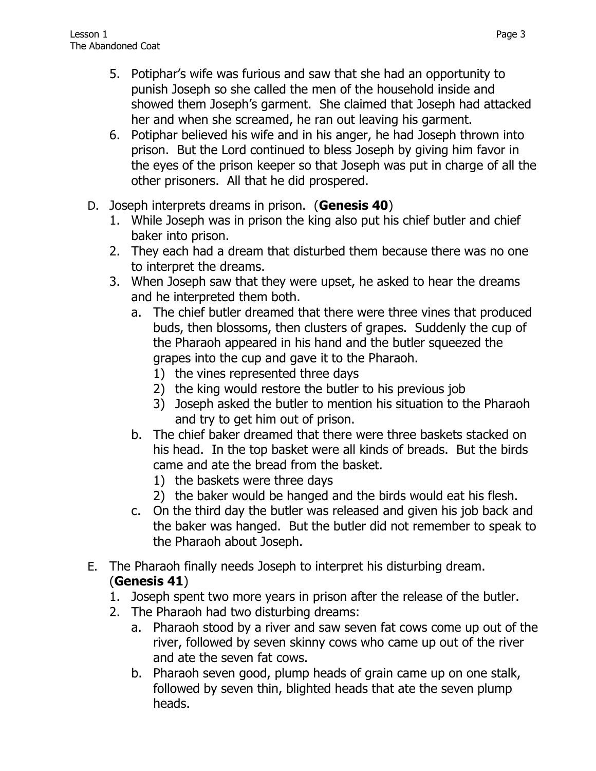5. Potiphar's wife was furious and saw that she had an opportunity to punish Joseph so she called the men of the household inside and showed them Joseph's garment. She claimed that Joseph had attacked her and when she screamed, he ran out leaving his garment.
6. Potiphar believed his wife and in his anger, he had Joseph thrown into prison. But the Lord continued to bless Joseph by giving him favor in the eyes of the prison keeper so that Joseph was put in charge of all the other prisoners. All that he did prospered.

D. Joseph interprets dreams in prison. (**Genesis 40**)

1. While Joseph was in prison the king also put his chief butler and chief baker into prison.
2. They each had a dream that disturbed them because there was no one to interpret the dreams.
3. When Joseph saw that they were upset, he asked to hear the dreams and he interpreted them both.
    a. The chief butler dreamed that there were three vines that produced buds, then blossoms, then clusters of grapes. Suddenly the cup of the Pharaoh appeared in his hand and the butler squeezed the grapes into the cup and gave it to the Pharaoh.
        1) the vines represented three days
        2) the king would restore the butler to his previous job
        3) Joseph asked the butler to mention his situation to the Pharaoh and try to get him out of prison.
    b. The chief baker dreamed that there were three baskets stacked on his head. In the top basket were all kinds of breads. But the birds came and ate the bread from the basket.
        1) the baskets were three days
        2) the baker would be hanged and the birds would eat his flesh.
    c. On the third day the butler was released and given his job back and the baker was hanged. But the butler did not remember to speak to the Pharaoh about Joseph.

E. The Pharaoh finally needs Joseph to interpret his disturbing dream. (**Genesis 41**)

1. Joseph spent two more years in prison after the release of the butler.
2. The Pharaoh had two disturbing dreams:
    a. Pharaoh stood by a river and saw seven fat cows come up out of the river, followed by seven skinny cows who came up out of the river and ate the seven fat cows.
    b. Pharaoh seven good, plump heads of grain came up on one stalk, followed by seven thin, blighted heads that ate the seven plump heads.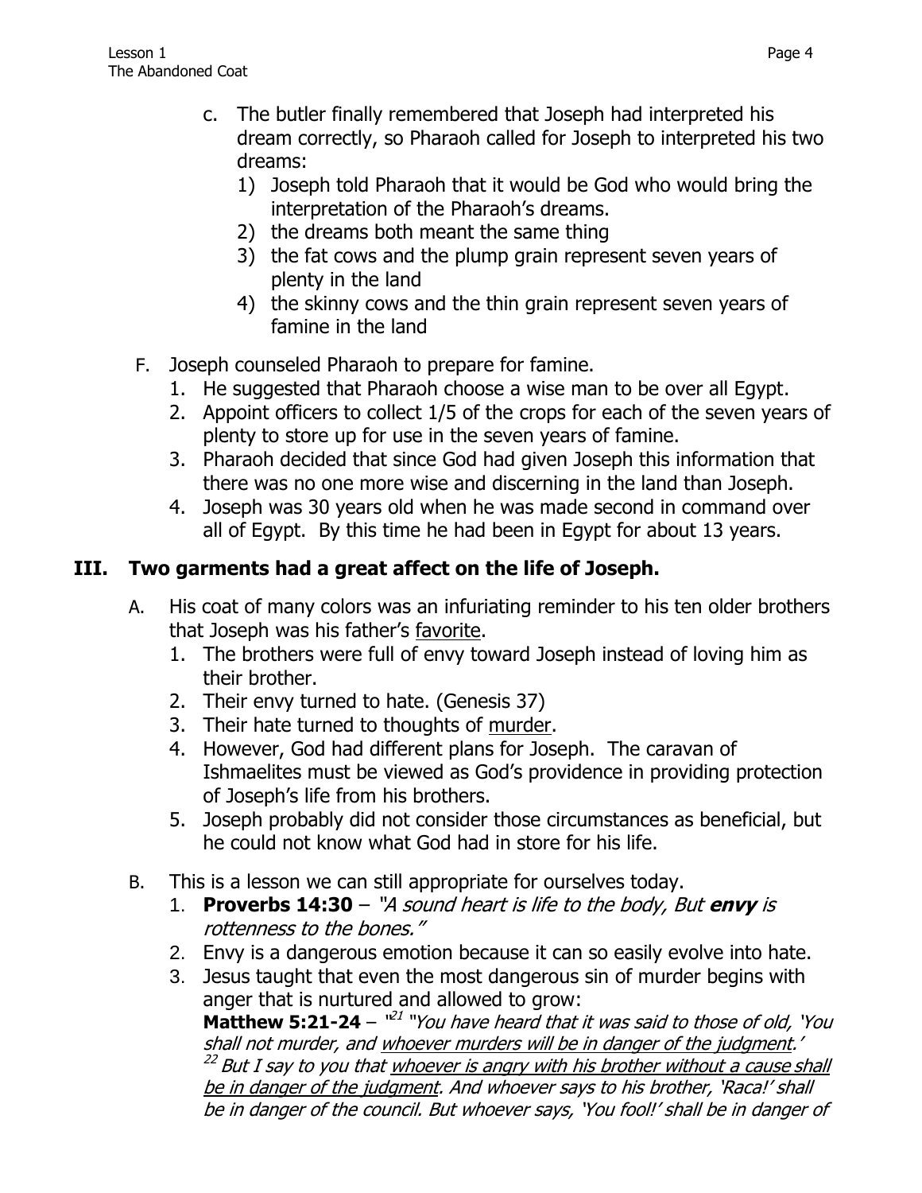c. The butler finally remembered that Joseph had interpreted his dream correctly, so Pharaoh called for Joseph to interpreted his two dreams:
    1) Joseph told Pharaoh that it would be God who would bring the interpretation of the Pharaoh's dreams.
    2) the dreams both meant the same thing
    3) the fat cows and the plump grain represent seven years of plenty in the land
    4) the skinny cows and the thin grain represent seven years of famine in the land

F. Joseph counseled Pharaoh to prepare for famine.
    1. He suggested that Pharaoh choose a wise man to be over all Egypt.
    2. Appoint officers to collect 1/5 of the crops for each of the seven years of plenty to store up for use in the seven years of famine.
    3. Pharaoh decided that since God had given Joseph this information that there was no one more wise and discerning in the land than Joseph.
    4. Joseph was 30 years old when he was made second in command over all of Egypt. By this time he had been in Egypt for about 13 years.

## III. Two garments had a great affect on the life of Joseph.

A. His coat of many colors was an infuriating reminder to his ten older brothers that Joseph was his father's <u>favorite</u>.
    1. The brothers were full of envy toward Joseph instead of loving him as their brother.
    2. Their envy turned to hate. (Genesis 37)
    3. Their hate turned to thoughts of <u>murder</u>.
    4. However, God had different plans for Joseph. The caravan of Ishmaelites must be viewed as God's providence in providing protection of Joseph's life from his brothers.
    5. Joseph probably did not consider those circumstances as beneficial, but he could not know what God had in store for his life.

B. This is a lesson we can still appropriate for ourselves today.
    1. **Proverbs 14:30** – *"A sound heart is life to the body, But **envy** is rottenness to the bones."*
    2. Envy is a dangerous emotion because it can so easily evolve into hate.
    3. Jesus taught that even the most dangerous sin of murder begins with anger that is nurtured and allowed to grow:
    **Matthew 5:21-24** – *"[21] "You have heard that it was said to those of old, 'You shall not murder, and <u>whoever murders will be in danger of the judgment</u>.' [22] But I say to you that <u>whoever is angry with his brother without a cause shall be in danger of the judgment</u>. And whoever says to his brother, 'Raca!' shall be in danger of the council. But whoever says, 'You fool!' shall be in danger of*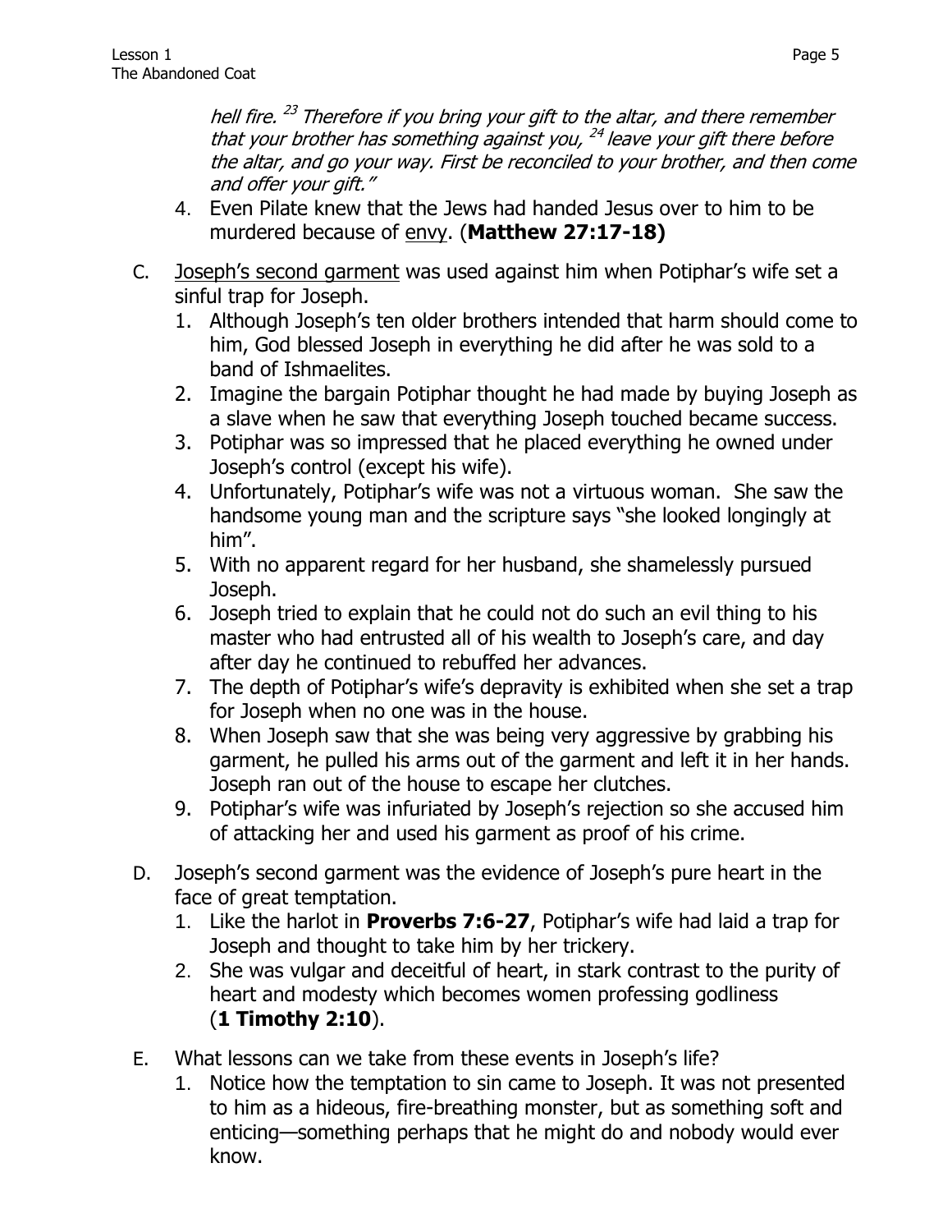*hell fire. [23] Therefore if you bring your gift to the altar, and there remember that your brother has something against you, [24] leave your gift there before the altar, and go your way. First be reconciled to your brother, and then come and offer your gift."*

4. Even Pilate knew that the Jews had handed Jesus over to him to be murdered because of envy. (**Matthew 27:17-18)**

C. Joseph's second garment was used against him when Potiphar's wife set a sinful trap for Joseph.
   1. Although Joseph's ten older brothers intended that harm should come to him, God blessed Joseph in everything he did after he was sold to a band of Ishmaelites.
   2. Imagine the bargain Potiphar thought he had made by buying Joseph as a slave when he saw that everything Joseph touched became success.
   3. Potiphar was so impressed that he placed everything he owned under Joseph's control (except his wife).
   4. Unfortunately, Potiphar's wife was not a virtuous woman. She saw the handsome young man and the scripture says "she looked longingly at him".
   5. With no apparent regard for her husband, she shamelessly pursued Joseph.
   6. Joseph tried to explain that he could not do such an evil thing to his master who had entrusted all of his wealth to Joseph's care, and day after day he continued to rebuffed her advances.
   7. The depth of Potiphar's wife's depravity is exhibited when she set a trap for Joseph when no one was in the house.
   8. When Joseph saw that she was being very aggressive by grabbing his garment, he pulled his arms out of the garment and left it in her hands. Joseph ran out of the house to escape her clutches.
   9. Potiphar's wife was infuriated by Joseph's rejection so she accused him of attacking her and used his garment as proof of his crime.

D. Joseph's second garment was the evidence of Joseph's pure heart in the face of great temptation.
   1. Like the harlot in **Proverbs 7:6-27**, Potiphar's wife had laid a trap for Joseph and thought to take him by her trickery.
   2. She was vulgar and deceitful of heart, in stark contrast to the purity of heart and modesty which becomes women professing godliness (**1 Timothy 2:10**).

E. What lessons can we take from these events in Joseph's life?
   1. Notice how the temptation to sin came to Joseph. It was not presented to him as a hideous, fire-breathing monster, but as something soft and enticing—something perhaps that he might do and nobody would ever know.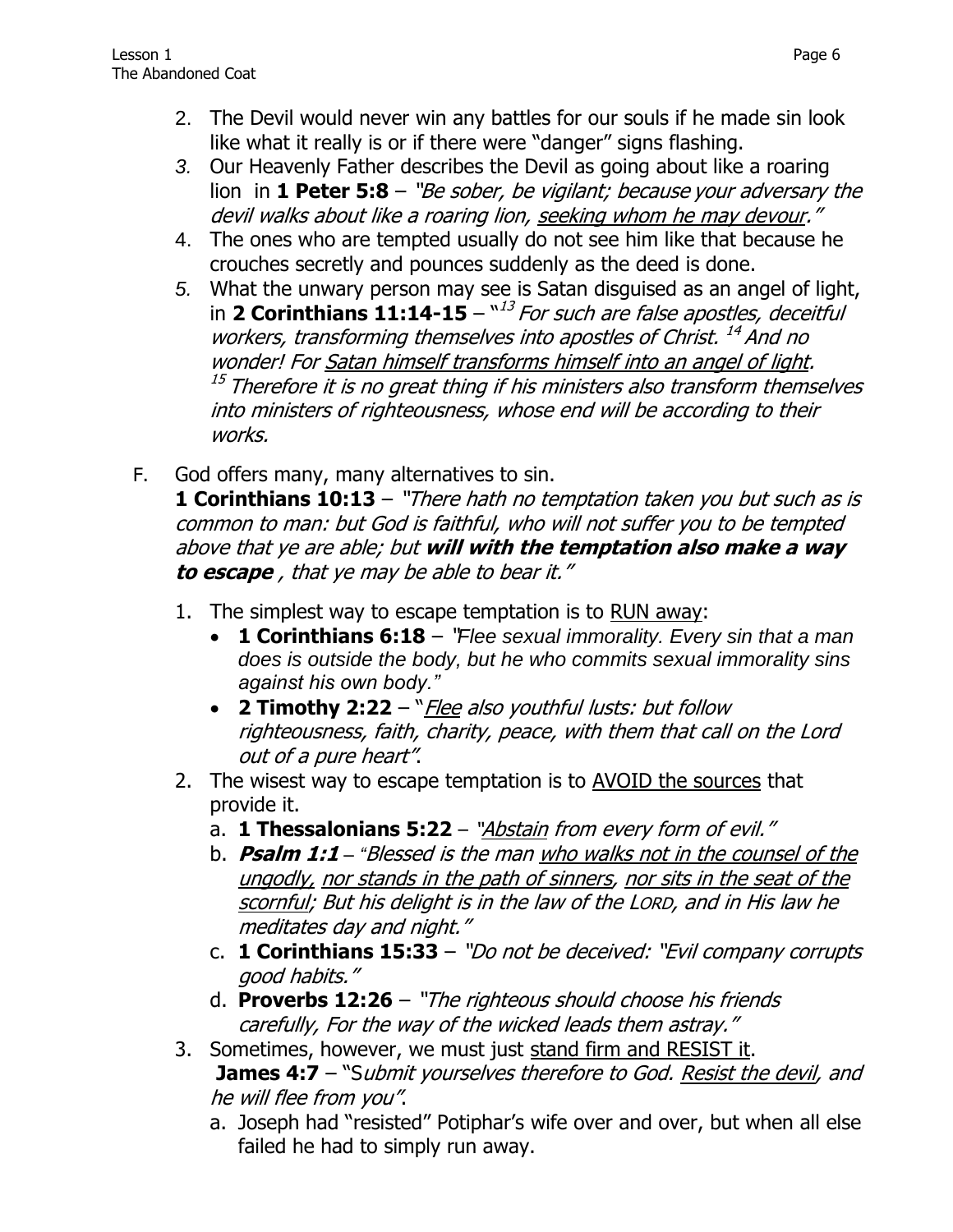2. The Devil would never win any battles for our souls if he made sin look like what it really is or if there were "danger" signs flashing.
3. Our Heavenly Father describes the Devil as going about like a roaring lion in **1 Peter 5:8** – *"Be sober, be vigilant; because your adversary the devil walks about like a roaring lion, <u>seeking whom he may devour</u>."*
4. The ones who are tempted usually do not see him like that because he crouches secretly and pounces suddenly as the deed is done.
5. What the unwary person may see is Satan disguised as an angel of light, in **2 Corinthians 11:14-15** – "[13] *For such are false apostles, deceitful workers, transforming themselves into apostles of Christ.* [14] *And no wonder! For <u>Satan himself transforms himself into an angel of light</u>.* [15] *Therefore it is no great thing if his ministers also transform themselves into ministers of righteousness, whose end will be according to their works.*

F. God offers many, many alternatives to sin.
**1 Corinthians 10:13** – *"There hath no temptation taken you but such as is common to man: but God is faithful, who will not suffer you to be tempted above that ye are able; but **will with the temptation also make a way to escape** , that ye may be able to bear it."*

1. The simplest way to escape temptation is to <u>RUN away</u>:
   - **1 Corinthians 6:18** – *"Flee sexual immorality. Every sin that a man does is outside the body, but he who commits sexual immorality sins against his own body."*
   - **2 Timothy 2:22** – "*<u>Flee</u> also youthful lusts: but follow righteousness, faith, charity, peace, with them that call on the Lord out of a pure heart"*.
2. The wisest way to escape temptation is to <u>AVOID the sources</u> that provide it.
   a. **1 Thessalonians 5:22** – *"<u>Abstain</u> from every form of evil."*
   b. ***Psalm 1:1*** – *"Blessed is the man <u>who walks not in the counsel of the ungodly</u>, <u>nor stands in the path of sinners</u>, <u>nor sits in the seat of the scornful</u>; But his delight is in the law of the LORD, and in His law he meditates day and night."*
   c. **1 Corinthians 15:33** – *"Do not be deceived: "Evil company corrupts good habits."*
   d. **Proverbs 12:26** – *"The righteous should choose his friends carefully, For the way of the wicked leads them astray."*
3. Sometimes, however, we must just <u>stand firm and RESIST it</u>.
   **James 4:7** – "S*ubmit yourselves therefore to God. <u>Resist the devil</u>, and he will flee from you"*.
   a. Joseph had "resisted" Potiphar's wife over and over, but when all else failed he had to simply run away.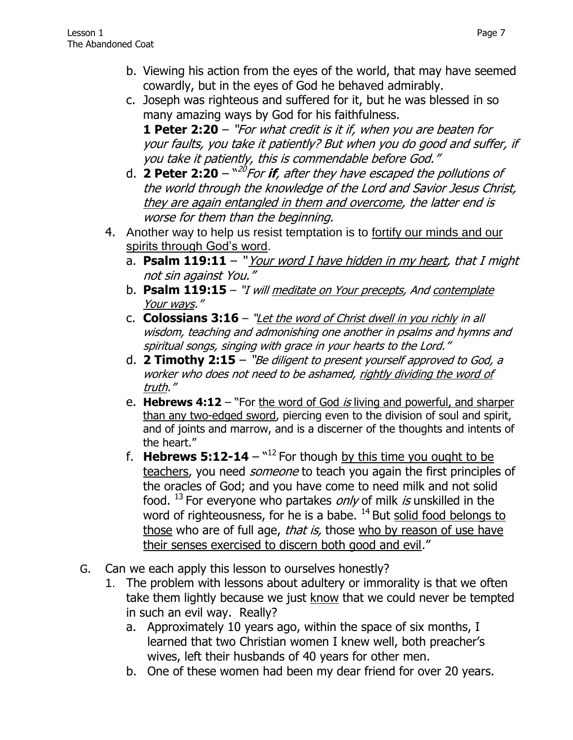b. Viewing his action from the eyes of the world, that may have seemed cowardly, but in the eyes of God he behaved admirably.
c. Joseph was righteous and suffered for it, but he was blessed in so many amazing ways by God for his faithfulness.
**1 Peter 2:20** – *"For what credit is it if, when you are beaten for your faults, you take it patiently? But when you do good and suffer, if you take it patiently, this is commendable before God."*
d. **2 Peter 2:20** – "[20] *For **if**, after they have escaped the pollutions of the world through the knowledge of the Lord and Savior Jesus Christ, <u>they are again entangled in them and overcome</u>, the latter end is worse for them than the beginning.*

4. Another way to help us resist temptation is to <u>fortify our minds and our spirits through God's word</u>.
   a. **Psalm 119:11** – *"<u>Your word I have hidden in my heart</u>, that I might not sin against You."*
   b. **Psalm 119:15** – *"I will <u>meditate on Your precepts</u>, And <u>contemplate Your ways</u>."*
   c. **Colossians 3:16** – *"<u>Let the word of Christ dwell in you richly</u> in all wisdom, teaching and admonishing one another in psalms and hymns and spiritual songs, singing with grace in your hearts to the Lord."*
   d. **2 Timothy 2:15** – *"Be diligent to present yourself approved to God, a worker who does not need to be ashamed, <u>rightly dividing the word of truth</u>."*
   e. **Hebrews 4:12** – "For <u>the word of God *is* living and powerful, and sharper than any two-edged sword</u>, piercing even to the division of soul and spirit, and of joints and marrow, and is a discerner of the thoughts and intents of the heart."
   f. **Hebrews 5:12-14** – "[12] For though <u>by this time you ought to be teachers</u>, you need *someone* to teach you again the first principles of the oracles of God; and you have come to need milk and not solid food. [13] For everyone who partakes *only* of milk *is* unskilled in the word of righteousness, for he is a babe. [14] But <u>solid food belongs to those</u> who are of full age, *that is,* those <u>who by reason of use have their senses exercised to discern both good and evil</u>."

G. Can we each apply this lesson to ourselves honestly?
   1. The problem with lessons about adultery or immorality is that we often take them lightly because we just <u>know</u> that we could never be tempted in such an evil way. Really?
      a. Approximately 10 years ago, within the space of six months, I learned that two Christian women I knew well, both preacher's wives, left their husbands of 40 years for other men.
      b. One of these women had been my dear friend for over 20 years.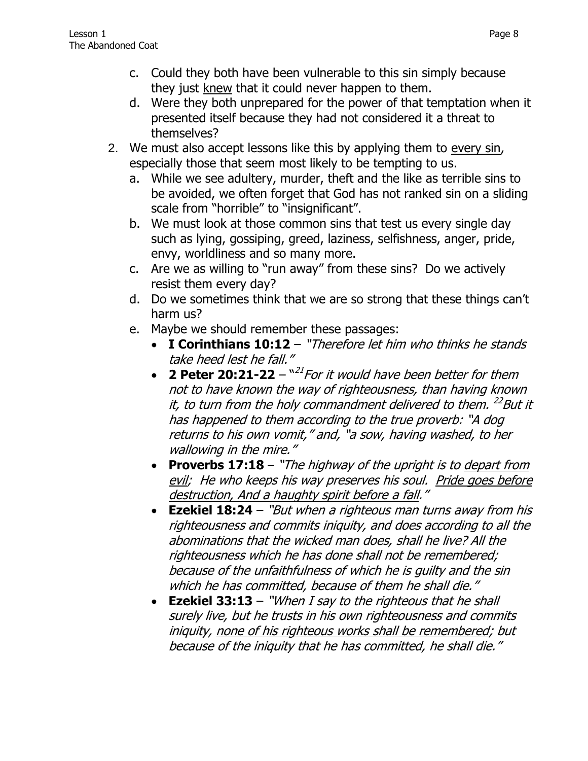c. Could they both have been vulnerable to this sin simply because they just <u>knew</u> that it could never happen to them.
   d. Were they both unprepared for the power of that temptation when it presented itself because they had not considered it a threat to themselves?

2. We must also accept lessons like this by applying them to <u>every sin</u>, especially those that seem most likely to be tempting to us.
   a. While we see adultery, murder, theft and the like as terrible sins to be avoided, we often forget that God has not ranked sin on a sliding scale from "horrible" to "insignificant".
   b. We must look at those common sins that test us every single day such as lying, gossiping, greed, laziness, selfishness, anger, pride, envy, worldliness and so many more.
   c. Are we as willing to "run away" from these sins? Do we actively resist them every day?
   d. Do we sometimes think that we are so strong that these things can't harm us?
   e. Maybe we should remember these passages:
      - **I Corinthians 10:12** – *"Therefore let him who thinks he stands take heed lest he fall."*
      - **2 Peter 20:21-22** – *"[21]For it would have been better for them not to have known the way of righteousness, than having known it, to turn from the holy commandment delivered to them. [22]But it has happened to them according to the true proverb: "A dog returns to his own vomit," and, "a sow, having washed, to her wallowing in the mire."*
      - **Proverbs 17:18** – *"The highway of the upright is to <u>depart from evil</u>; He who keeps his way preserves his soul. <u>Pride goes before destruction, And a haughty spirit before a fall</u>."*
      - **Ezekiel 18:24** – *"But when a righteous man turns away from his righteousness and commits iniquity, and does according to all the abominations that the wicked man does, shall he live? All the righteousness which he has done shall not be remembered; because of the unfaithfulness of which he is guilty and the sin which he has committed, because of them he shall die."*
      - **Ezekiel 33:13** – *"When I say to the righteous that he shall surely live, but he trusts in his own righteousness and commits iniquity, <u>none of his righteous works shall be remembered</u>; but because of the iniquity that he has committed, he shall die."*